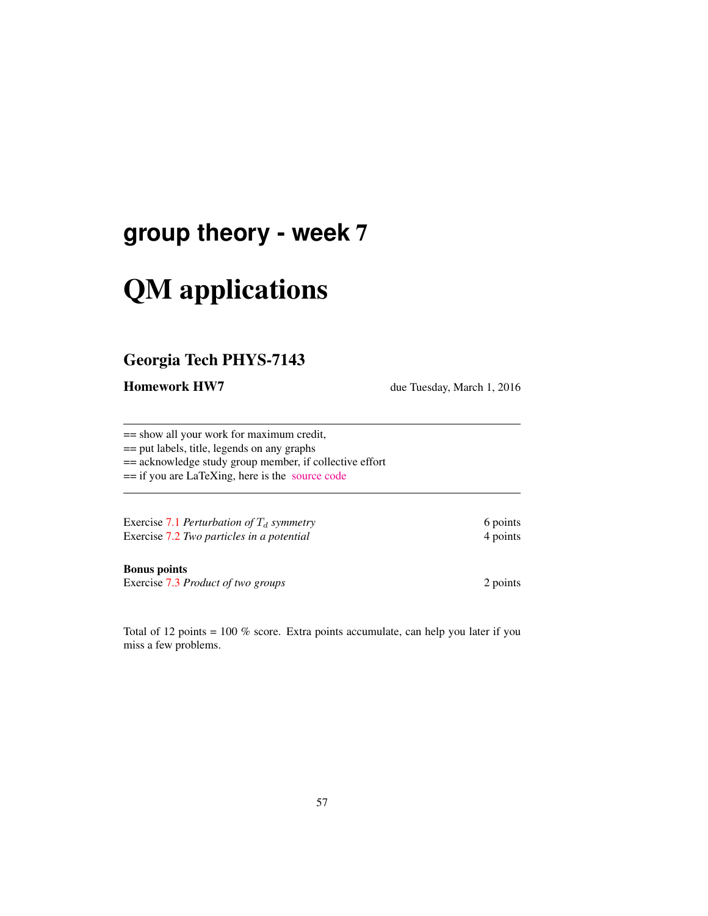# group theory - week 7

# QM applications

## Georgia Tech PHYS-7143

**Homework HW7** due Tuesday, March 1, 2016

---

== show all your work for maximum credit,
== put labels, title, legends on any graphs
== acknowledge study group member, if collective effort
== if you are LaTeXing, here is the source code

---

| | |
|---|---|
| Exercise 7.1 *Perturbation of $T_d$ symmetry* | 6 points |
| Exercise 7.2 *Two particles in a potential* | 4 points |

**Bonus points**

| | |
|---|---|
| Exercise 7.3 *Product of two groups* | 2 points |

Total of 12 points = 100 % score. Extra points accumulate, can help you later if you miss a few problems.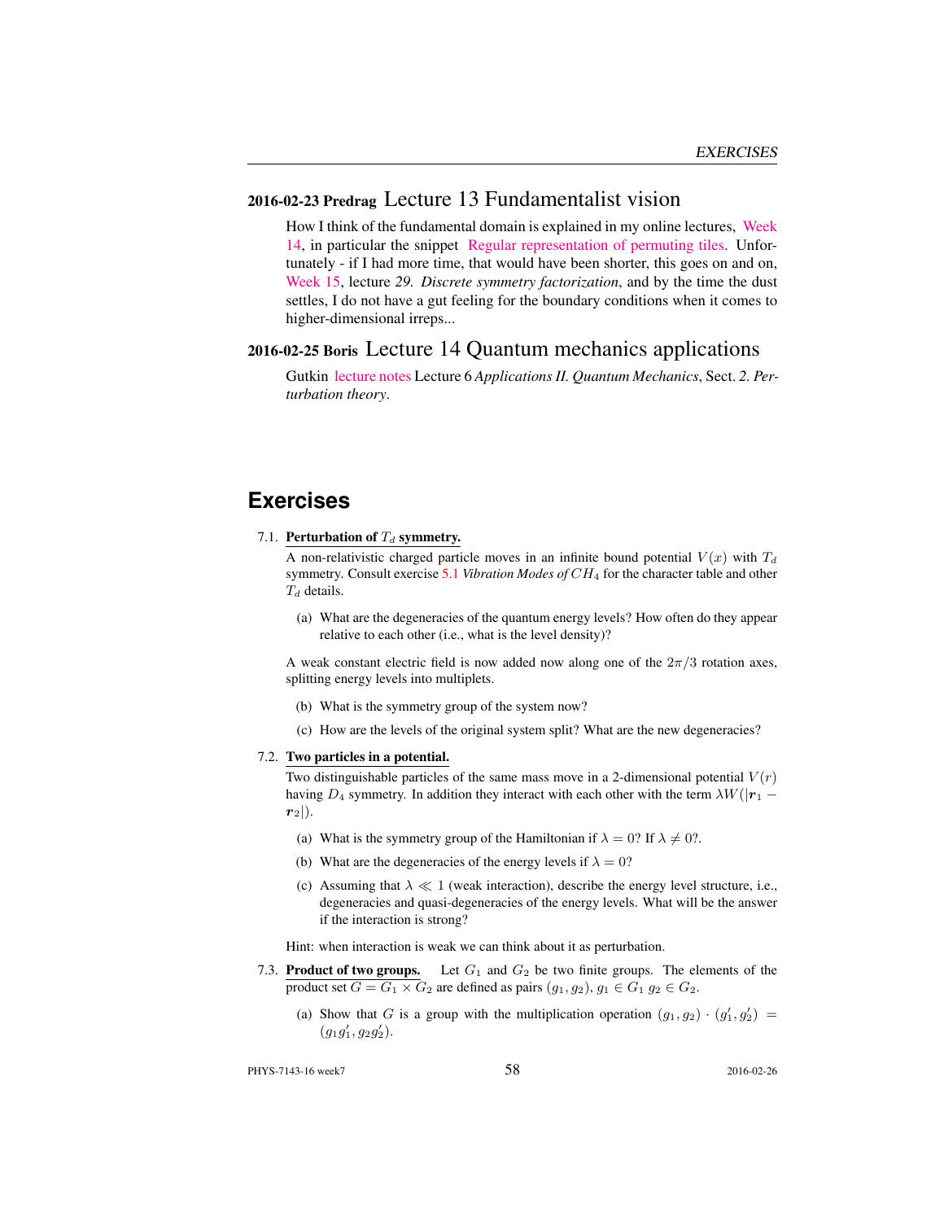### 2016-02-23 Predrag Lecture 13 Fundamentalist vision

How I think of the fundamental domain is explained in my online lectures, Week 14, in particular the snippet Regular representation of permuting tiles. Unfortunately - if I had more time, that would have been shorter, this goes on and on, Week 15, lecture *29. Discrete symmetry factorization*, and by the time the dust settles, I do not have a gut feeling for the boundary conditions when it comes to higher-dimensional irreps...

### 2016-02-25 Boris Lecture 14 Quantum mechanics applications

Gutkin lecture notes Lecture 6 *Applications II. Quantum Mechanics*, Sect. *2. Perturbation theory*.

## Exercises

7.1. **Perturbation of $T_d$ symmetry.**

A non-relativistic charged particle moves in an infinite bound potential $V(x)$ with $T_d$ symmetry. Consult exercise 5.1 *Vibration Modes of $CH_4$* for the character table and other $T_d$ details.

(a) What are the degeneracies of the quantum energy levels? How often do they appear relative to each other (i.e., what is the level density)?

A weak constant electric field is now added now along one of the $2\pi/3$ rotation axes, splitting energy levels into multiplets.

(b) What is the symmetry group of the system now?

(c) How are the levels of the original system split? What are the new degeneracies?

7.2. **Two particles in a potential.**

Two distinguishable particles of the same mass move in a 2-dimensional potential $V(r)$ having $D_4$ symmetry. In addition they interact with each other with the term $\lambda W(|\boldsymbol{r}_1 - \boldsymbol{r}_2|)$.

(a) What is the symmetry group of the Hamiltonian if $\lambda = 0$? If $\lambda \neq 0$?.

(b) What are the degeneracies of the energy levels if $\lambda = 0$?

(c) Assuming that $\lambda \ll 1$ (weak interaction), describe the energy level structure, i.e., degeneracies and quasi-degeneracies of the energy levels. What will be the answer if the interaction is strong?

Hint: when interaction is weak we can think about it as perturbation.

7.3. **Product of two groups.** Let $G_1$ and $G_2$ be two finite groups. The elements of the product set $G = G_1 \times G_2$ are defined as pairs $(g_1, g_2)$, $g_1 \in G_1$ $g_2 \in G_2$.

(a) Show that $G$ is a group with the multiplication operation $(g_1, g_2) \cdot (g_1', g_2') = (g_1 g_1', g_2 g_2')$.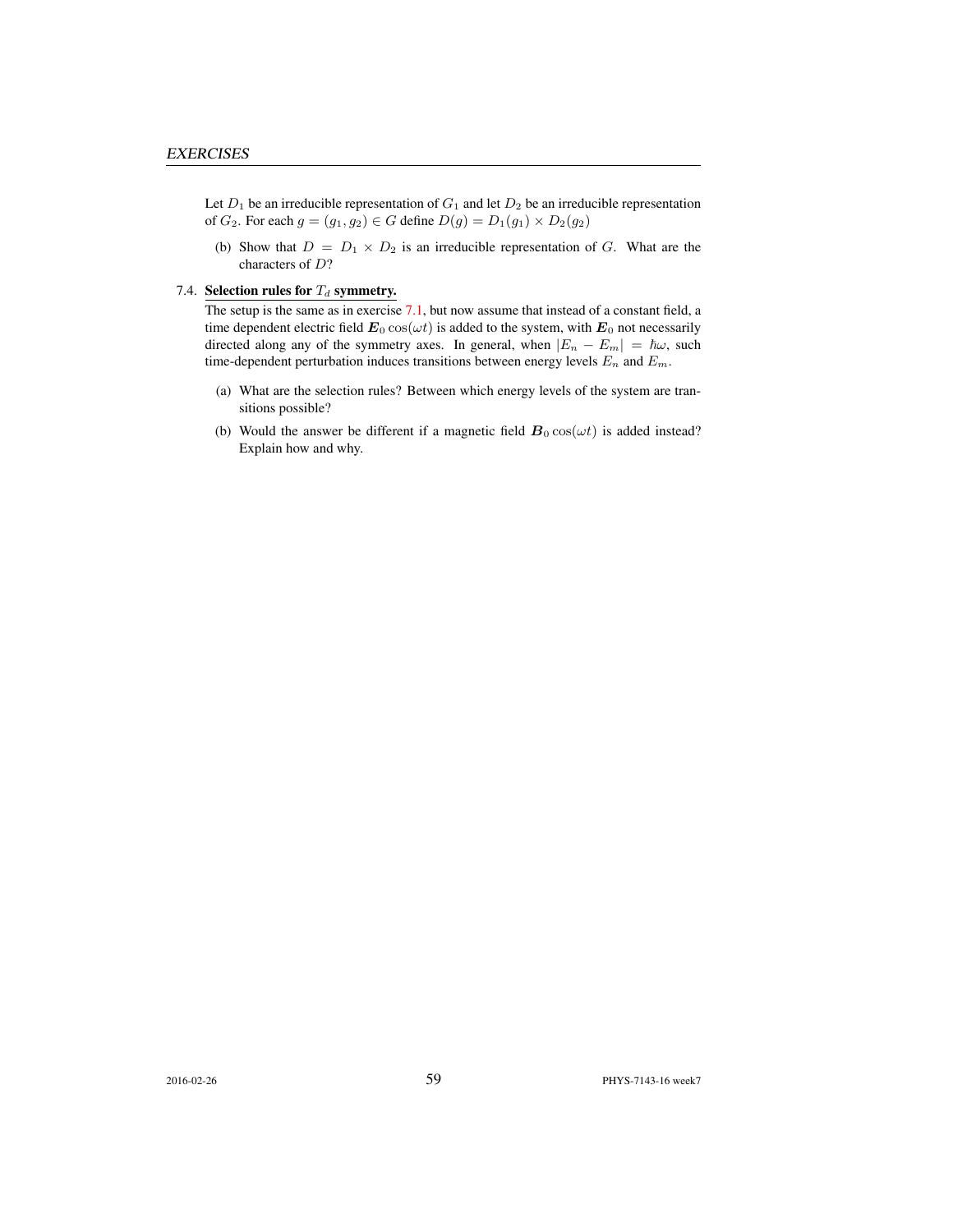Let $D_1$ be an irreducible representation of $G_1$ and let $D_2$ be an irreducible representation of $G_2$. For each $g = (g_1, g_2) \in G$ define $D(g) = D_1(g_1) \times D_2(g_2)$

(b) Show that $D = D_1 \times D_2$ is an irreducible representation of $G$. What are the characters of $D$?

7.4. **Selection rules for $T_d$ symmetry.**

The setup is the same as in exercise 7.1, but now assume that instead of a constant field, a time dependent electric field $\boldsymbol{E}_0 \cos(\omega t)$ is added to the system, with $\boldsymbol{E}_0$ not necessarily directed along any of the symmetry axes. In general, when $|E_n - E_m| = \hbar\omega$, such time-dependent perturbation induces transitions between energy levels $E_n$ and $E_m$.

(a) What are the selection rules? Between which energy levels of the system are transitions possible?

(b) Would the answer be different if a magnetic field $\boldsymbol{B}_0 \cos(\omega t)$ is added instead? Explain how and why.